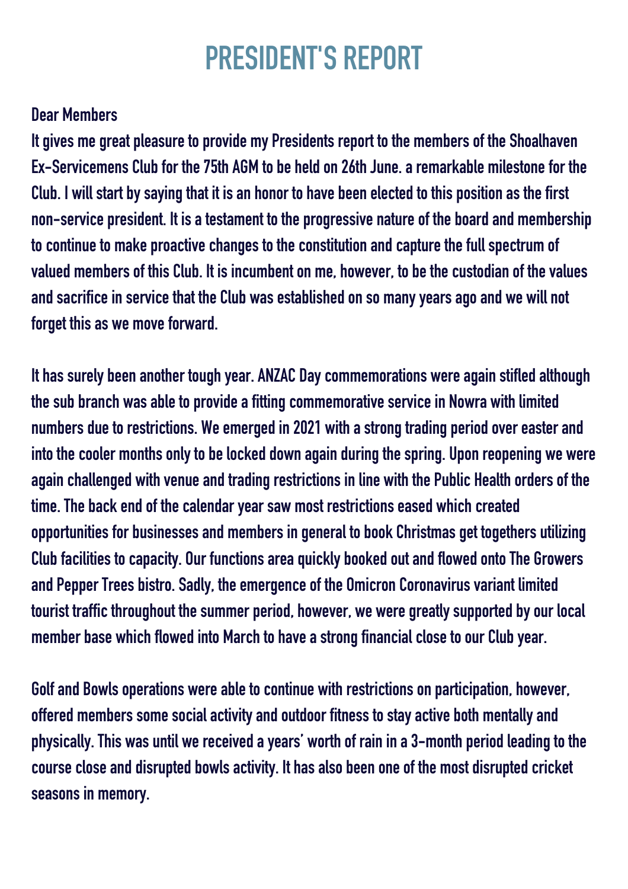# PRESIDENT'S REPORT

Dear Members

It gives me great pleasure to provide my Presidents report to the members of the Shoalhaven Ex-Servicemens Club for the 75th AGM to be held on 26th June. a remarkable milestone for the Club. I will start by saying that it is an honor to have been elected to this position as the first non-service president. It is a testament to the progressive nature of the board and membership to continue to make proactive changes to the constitution and capture the full spectrum of valued members of this Club. It is incumbent on me, however, to be the custodian of the values and sacrifice in service that the Club was established on so many years ago and we will not forget this as we move forward.

It has surely been another tough year. ANZAC Day commemorations were again stifled although the sub branch was able to provide a fitting commemorative service in Nowra with limited numbers due to restrictions. We emerged in 2021 with a strong trading period over easter and into the cooler months only to be locked down again during the spring. Upon reopening we were again challenged with venue and trading restrictions in line with the Public Health orders of the time. The back end of the calendar year saw most restrictions eased which created opportunities for businesses and members in general to book Christmas get togethers utilizing Club facilities to capacity. Our functions area quickly booked out and flowed onto The Growers and Pepper Trees bistro. Sadly, the emergence of the Omicron Coronavirus variant limited tourist traffic throughout the summer period, however, we were greatly supported by our local member base which flowed into March to have a strong financial close to our Club year.

Golf and Bowls operations were able to continue with restrictions on participation, however, offered members some social activity and outdoor fitness to stay active both mentally and physically. This was until we received a years' worth of rain in a 3-month period leading to the course close and disrupted bowls activity. It has also been one of the most disrupted cricket seasons in memory.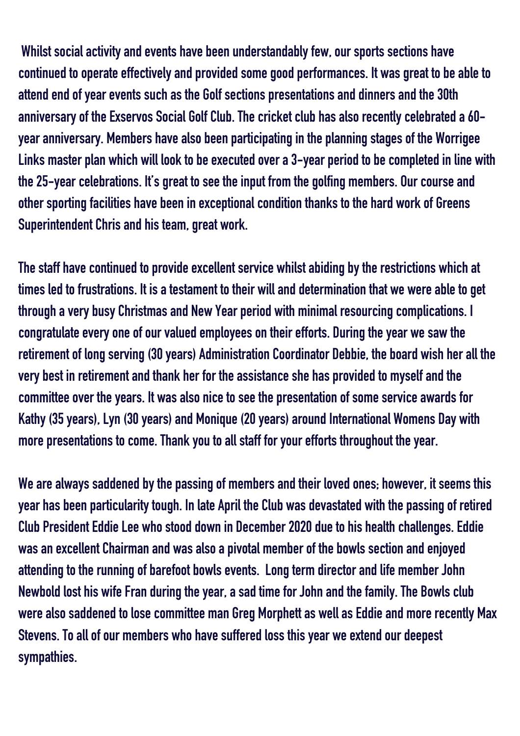Whilst social activity and events have been understandably few, our sports sections have continued to operate effectively and provided some good performances. It was great to be able to attend end of year events such as the Golf sections presentations and dinners and the 30th anniversary of the Exservos Social Golf Club. The cricket club has also recently celebrated a 60-year anniversary. Members have also been participating in the planning stages of the Worrigee Links master plan which will look to be executed over a 3-year period to be completed in line with the 25-year celebrations. It's great to see the input from the golfing members. Our course and other sporting facilities have been in exceptional condition thanks to the hard work of Greens Superintendent Chris and his team, great work.

The staff have continued to provide excellent service whilst abiding by the restrictions which at times led to frustrations. It is a testament to their will and determination that we were able to get through a very busy Christmas and New Year period with minimal resourcing complications. I congratulate every one of our valued employees on their efforts. During the year we saw the retirement of long serving (30 years) Administration Coordinator Debbie, the board wish her all the very best in retirement and thank her for the assistance she has provided to myself and the committee over the years. It was also nice to see the presentation of some service awards for Kathy (35 years), Lyn (30 years) and Monique (20 years) around International Womens Day with more presentations to come. Thank you to all staff for your efforts throughout the year.

We are always saddened by the passing of members and their loved ones; however, it seems this year has been particularity tough. In late April the Club was devastated with the passing of retired Club President Eddie Lee who stood down in December 2020 due to his health challenges. Eddie was an excellent Chairman and was also a pivotal member of the bowls section and enjoyed attending to the running of barefoot bowls events. Long term director and life member John Newbold lost his wife Fran during the year, a sad time for John and the family. The Bowls club were also saddened to lose committee man Greg Morphett as well as Eddie and more recently Max Stevens. To all of our members who have suffered loss this year we extend our deepest sympathies.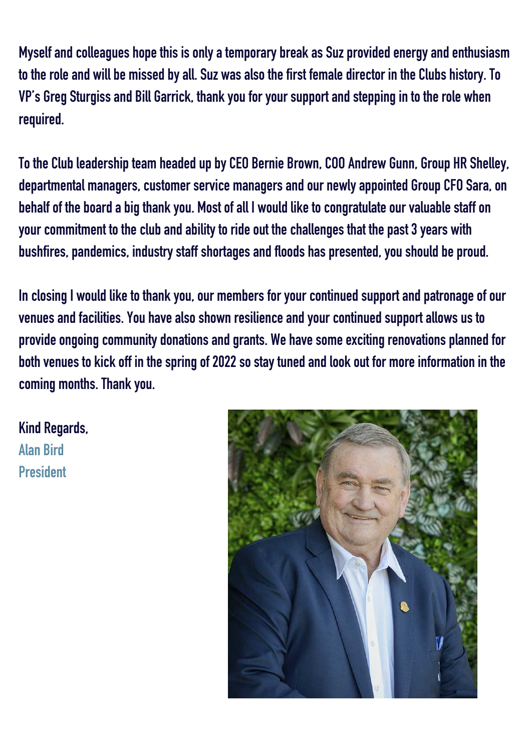Myself and colleagues hope this is only a temporary break as Suz provided energy and enthusiasm to the role and will be missed by all. Suz was also the first female director in the Clubs history. To VP's Greg Sturgiss and Bill Garrick, thank you for your support and stepping in to the role when required.

To the Club leadership team headed up by CEO Bernie Brown, COO Andrew Gunn, Group HR Shelley, departmental managers, customer service managers and our newly appointed Group CFO Sara, on behalf of the board a big thank you. Most of all I would like to congratulate our valuable staff on your commitment to the club and ability to ride out the challenges that the past 3 years with bushfires, pandemics, industry staff shortages and floods has presented, you should be proud.

In closing I would like to thank you, our members for your continued support and patronage of our venues and facilities. You have also shown resilience and your continued support allows us to provide ongoing community donations and grants. We have some exciting renovations planned for both venues to kick off in the spring of 2022 so stay tuned and look out for more information in the coming months. Thank you.

Kind Regards,
Alan Bird
President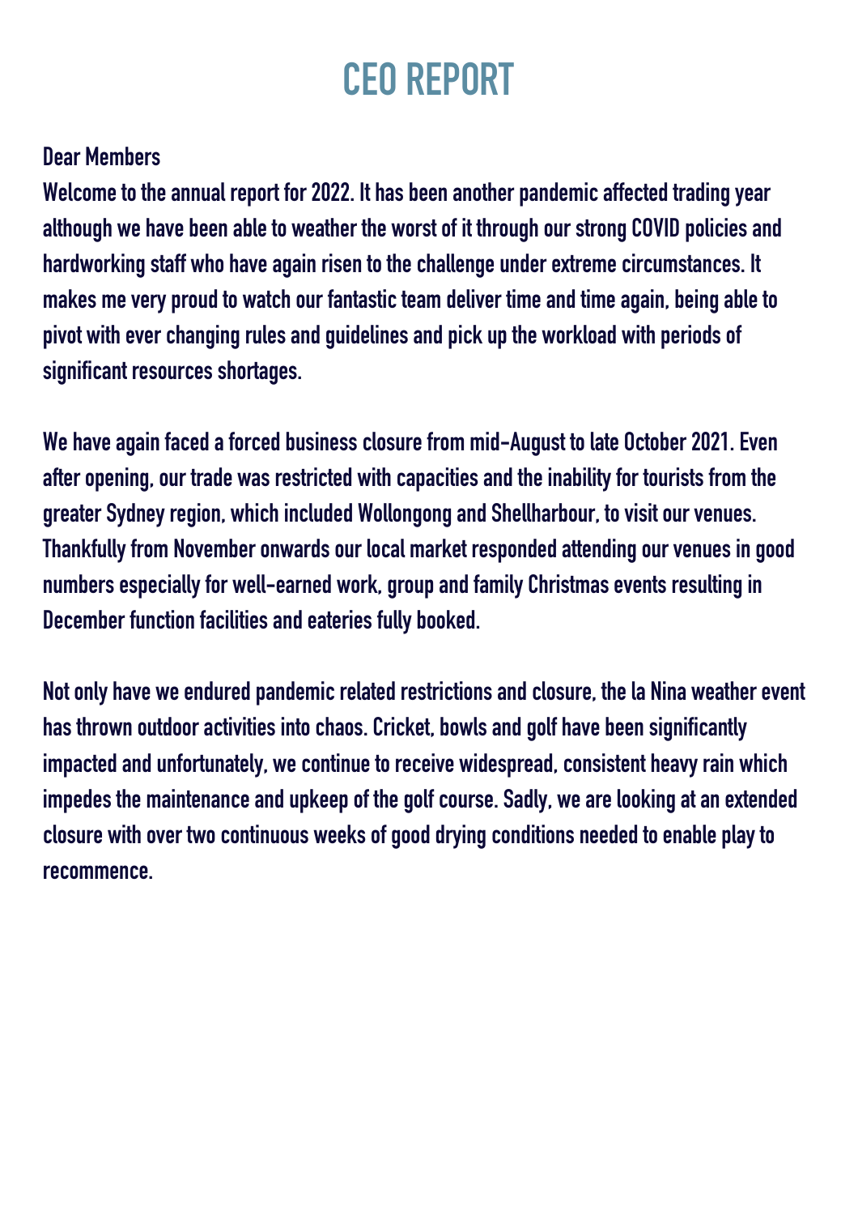# CEO REPORT

Dear Members

Welcome to the annual report for 2022. It has been another pandemic affected trading year although we have been able to weather the worst of it through our strong COVID policies and hardworking staff who have again risen to the challenge under extreme circumstances. It makes me very proud to watch our fantastic team deliver time and time again, being able to pivot with ever changing rules and guidelines and pick up the workload with periods of significant resources shortages.

We have again faced a forced business closure from mid-August to late October 2021. Even after opening, our trade was restricted with capacities and the inability for tourists from the greater Sydney region, which included Wollongong and Shellharbour, to visit our venues. Thankfully from November onwards our local market responded attending our venues in good numbers especially for well-earned work, group and family Christmas events resulting in December function facilities and eateries fully booked.

Not only have we endured pandemic related restrictions and closure, the la Nina weather event has thrown outdoor activities into chaos. Cricket, bowls and golf have been significantly impacted and unfortunately, we continue to receive widespread, consistent heavy rain which impedes the maintenance and upkeep of the golf course. Sadly, we are looking at an extended closure with over two continuous weeks of good drying conditions needed to enable play to recommence.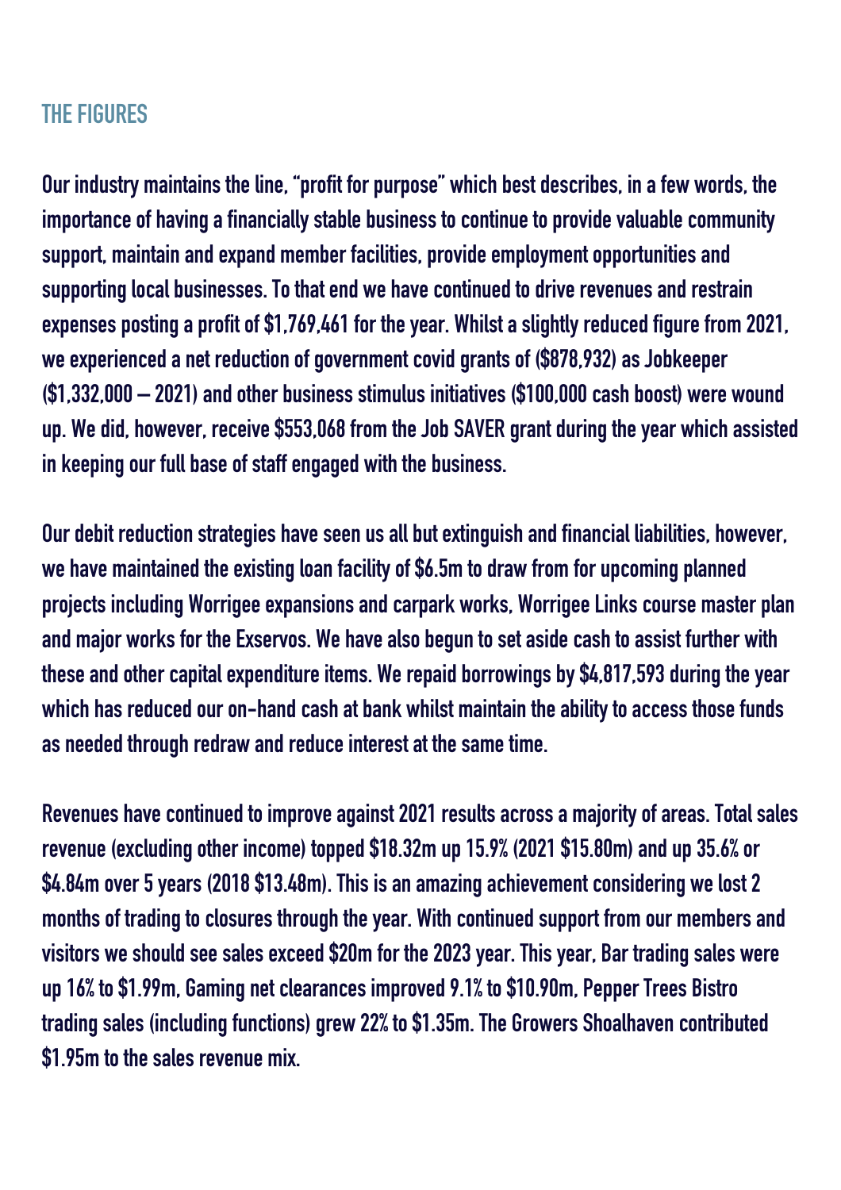## THE FIGURES

Our industry maintains the line, "profit for purpose" which best describes, in a few words, the importance of having a financially stable business to continue to provide valuable community support, maintain and expand member facilities, provide employment opportunities and supporting local businesses. To that end we have continued to drive revenues and restrain expenses posting a profit of $1,769,461 for the year. Whilst a slightly reduced figure from 2021, we experienced a net reduction of government covid grants of ($878,932) as Jobkeeper ($1,332,000 – 2021) and other business stimulus initiatives ($100,000 cash boost) were wound up. We did, however, receive $553,068 from the Job SAVER grant during the year which assisted in keeping our full base of staff engaged with the business.

Our debit reduction strategies have seen us all but extinguish and financial liabilities, however, we have maintained the existing loan facility of $6.5m to draw from for upcoming planned projects including Worrigee expansions and carpark works, Worrigee Links course master plan and major works for the Exservos. We have also begun to set aside cash to assist further with these and other capital expenditure items. We repaid borrowings by $4,817,593 during the year which has reduced our on-hand cash at bank whilst maintain the ability to access those funds as needed through redraw and reduce interest at the same time.

Revenues have continued to improve against 2021 results across a majority of areas. Total sales revenue (excluding other income) topped $18.32m up 15.9% (2021 $15.80m) and up 35.6% or $4.84m over 5 years (2018 $13.48m). This is an amazing achievement considering we lost 2 months of trading to closures through the year. With continued support from our members and visitors we should see sales exceed $20m for the 2023 year. This year, Bar trading sales were up 16% to $1.99m, Gaming net clearances improved 9.1% to $10.90m, Pepper Trees Bistro trading sales (including functions) grew 22% to $1.35m. The Growers Shoalhaven contributed $1.95m to the sales revenue mix.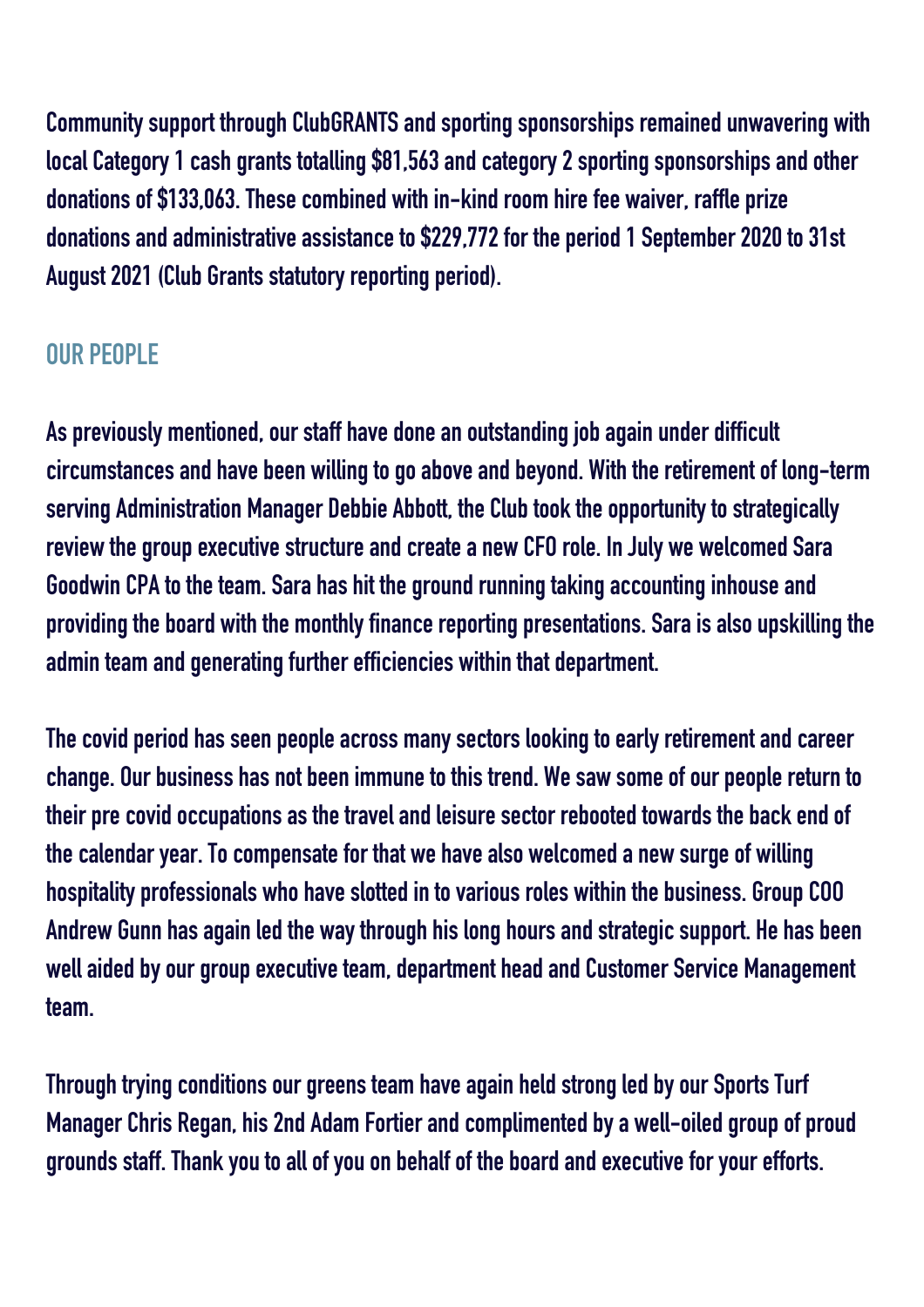**Community support through ClubGRANTS and sporting sponsorships remained unwavering with local Category 1 cash grants totalling $81,563 and category 2 sporting sponsorships and other donations of $133,063. These combined with in-kind room hire fee waiver, raffle prize donations and administrative assistance to $229,772 for the period 1 September 2020 to 31st August 2021 (Club Grants statutory reporting period).**

## OUR PEOPLE

**As previously mentioned, our staff have done an outstanding job again under difficult circumstances and have been willing to go above and beyond. With the retirement of long-term serving Administration Manager Debbie Abbott, the Club took the opportunity to strategically review the group executive structure and create a new CFO role. In July we welcomed Sara Goodwin CPA to the team. Sara has hit the ground running taking accounting inhouse and providing the board with the monthly finance reporting presentations. Sara is also upskilling the admin team and generating further efficiencies within that department.**

**The covid period has seen people across many sectors looking to early retirement and career change. Our business has not been immune to this trend. We saw some of our people return to their pre covid occupations as the travel and leisure sector rebooted towards the back end of the calendar year. To compensate for that we have also welcomed a new surge of willing hospitality professionals who have slotted in to various roles within the business. Group COO Andrew Gunn has again led the way through his long hours and strategic support. He has been well aided by our group executive team, department head and Customer Service Management team.**

**Through trying conditions our greens team have again held strong led by our Sports Turf Manager Chris Regan, his 2nd Adam Fortier and complimented by a well-oiled group of proud grounds staff. Thank you to all of you on behalf of the board and executive for your efforts.**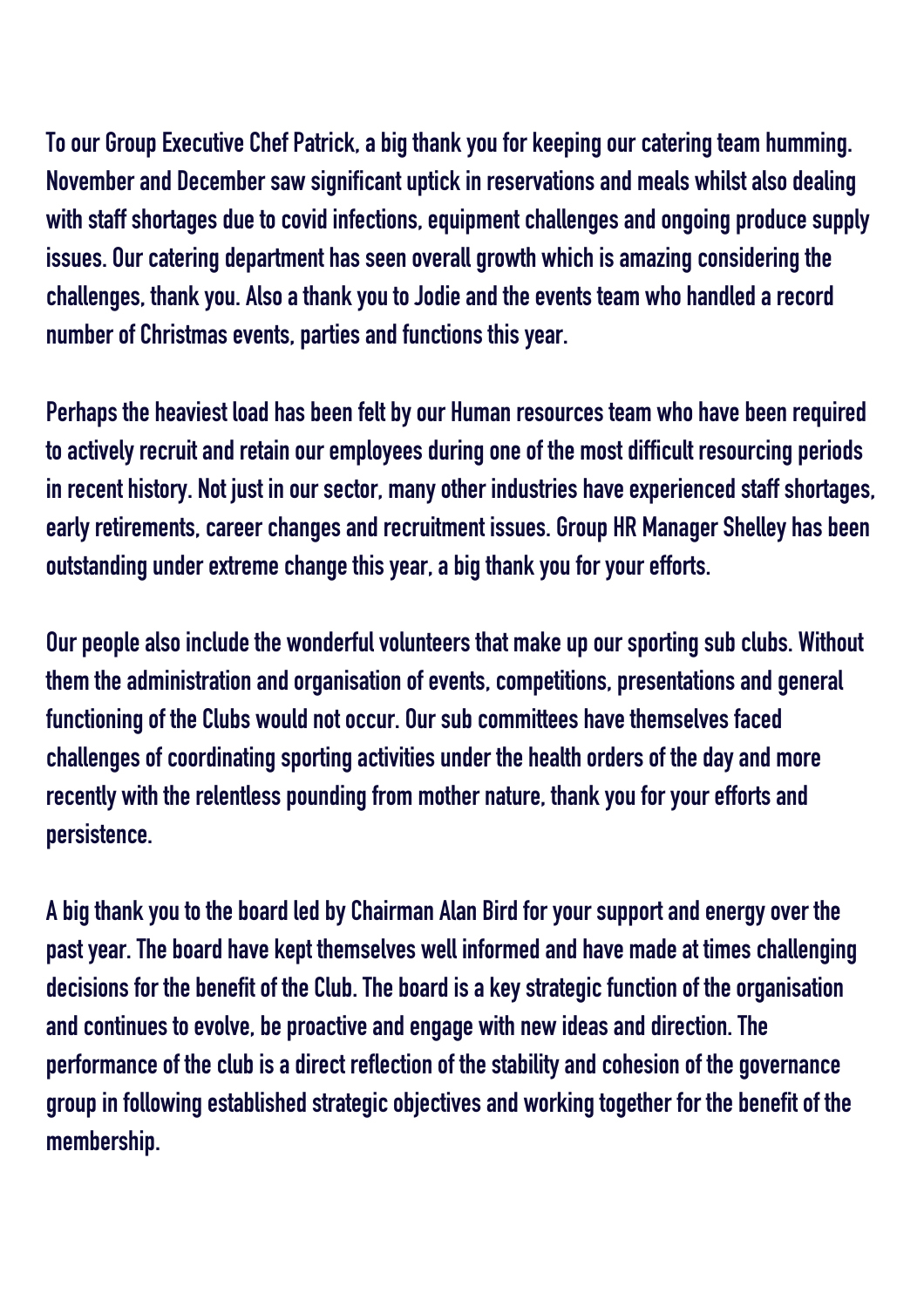To our Group Executive Chef Patrick, a big thank you for keeping our catering team humming. November and December saw significant uptick in reservations and meals whilst also dealing with staff shortages due to covid infections, equipment challenges and ongoing produce supply issues. Our catering department has seen overall growth which is amazing considering the challenges, thank you. Also a thank you to Jodie and the events team who handled a record number of Christmas events, parties and functions this year.

Perhaps the heaviest load has been felt by our Human resources team who have been required to actively recruit and retain our employees during one of the most difficult resourcing periods in recent history. Not just in our sector, many other industries have experienced staff shortages, early retirements, career changes and recruitment issues. Group HR Manager Shelley has been outstanding under extreme change this year, a big thank you for your efforts.

Our people also include the wonderful volunteers that make up our sporting sub clubs. Without them the administration and organisation of events, competitions, presentations and general functioning of the Clubs would not occur. Our sub committees have themselves faced challenges of coordinating sporting activities under the health orders of the day and more recently with the relentless pounding from mother nature, thank you for your efforts and persistence.

A big thank you to the board led by Chairman Alan Bird for your support and energy over the past year. The board have kept themselves well informed and have made at times challenging decisions for the benefit of the Club. The board is a key strategic function of the organisation and continues to evolve, be proactive and engage with new ideas and direction. The performance of the club is a direct reflection of the stability and cohesion of the governance group in following established strategic objectives and working together for the benefit of the membership.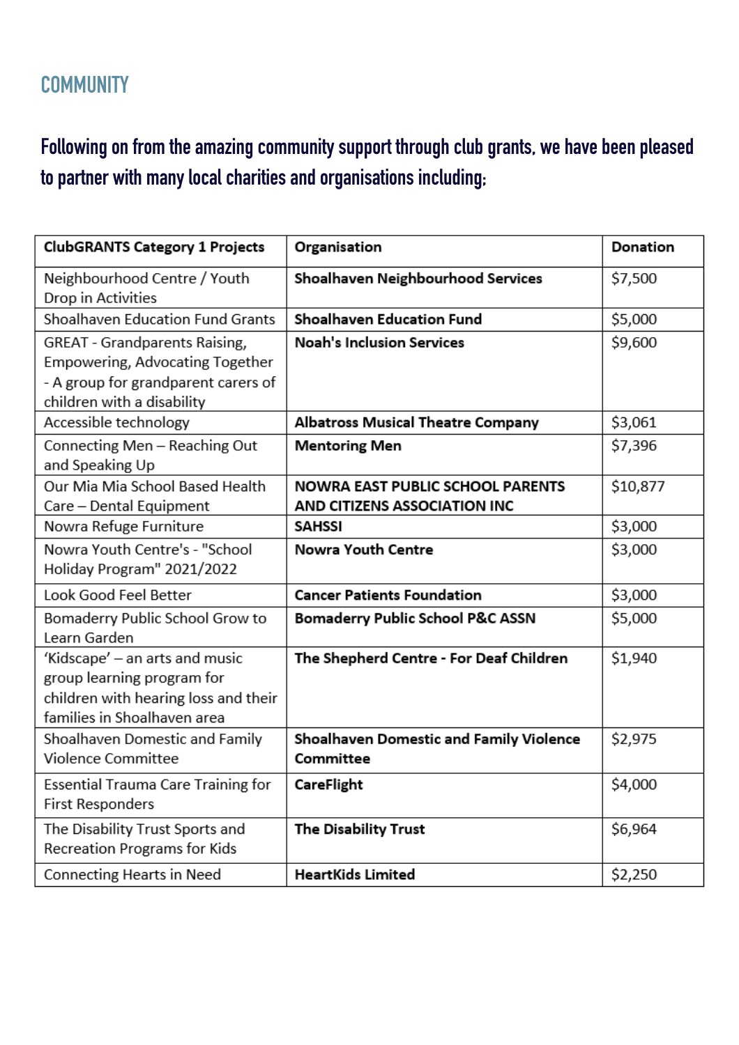## COMMUNITY

**Following on from the amazing community support through club grants, we have been pleased to partner with many local charities and organisations including;**

| ClubGRANTS Category 1 Projects | Organisation | Donation |
|---|---|---|
| Neighbourhood Centre / Youth Drop in Activities | **Shoalhaven Neighbourhood Services** | $7,500 |
| Shoalhaven Education Fund Grants | **Shoalhaven Education Fund** | $5,000 |
| GREAT - Grandparents Raising, Empowering, Advocating Together - A group for grandparent carers of children with a disability | **Noah's Inclusion Services** | $9,600 |
| Accessible technology | **Albatross Musical Theatre Company** | $3,061 |
| Connecting Men – Reaching Out and Speaking Up | **Mentoring Men** | $7,396 |
| Our Mia Mia School Based Health Care – Dental Equipment | **NOWRA EAST PUBLIC SCHOOL PARENTS AND CITIZENS ASSOCIATION INC** | $10,877 |
| Nowra Refuge Furniture | **SAHSSI** | $3,000 |
| Nowra Youth Centre's - "School Holiday Program" 2021/2022 | **Nowra Youth Centre** | $3,000 |
| Look Good Feel Better | **Cancer Patients Foundation** | $3,000 |
| Bomaderry Public School Grow to Learn Garden | **Bomaderry Public School P&C ASSN** | $5,000 |
| 'Kidscape' – an arts and music group learning program for children with hearing loss and their families in Shoalhaven area | **The Shepherd Centre - For Deaf Children** | $1,940 |
| Shoalhaven Domestic and Family Violence Committee | **Shoalhaven Domestic and Family Violence Committee** | $2,975 |
| Essential Trauma Care Training for First Responders | **CareFlight** | $4,000 |
| The Disability Trust Sports and Recreation Programs for Kids | **The Disability Trust** | $6,964 |
| Connecting Hearts in Need | **HeartKids Limited** | $2,250 |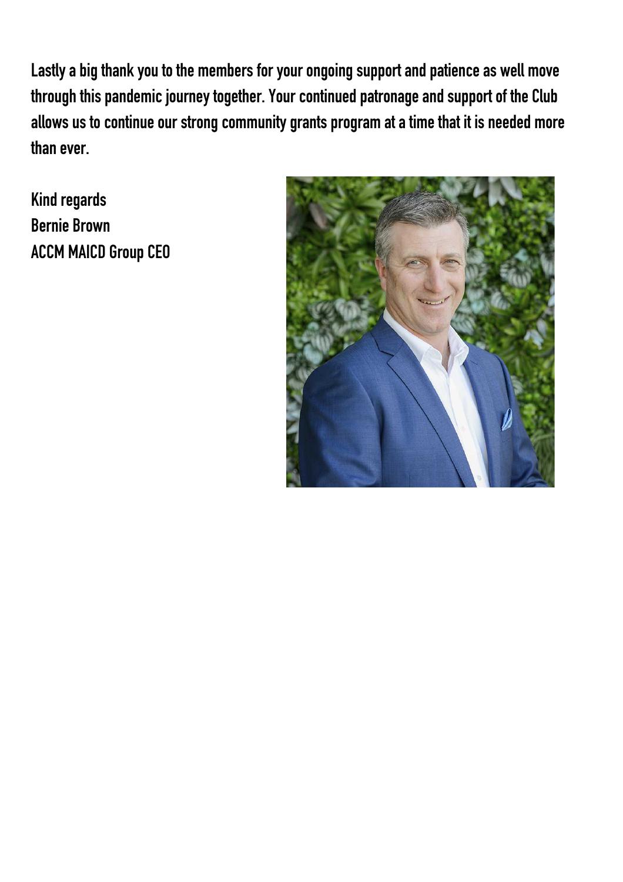**Lastly a big thank you to the members for your ongoing support and patience as well move through this pandemic journey together. Your continued patronage and support of the Club allows us to continue our strong community grants program at a time that it is needed more than ever.**

**Kind regards**
**Bernie Brown**
**ACCM MAICD Group CEO**